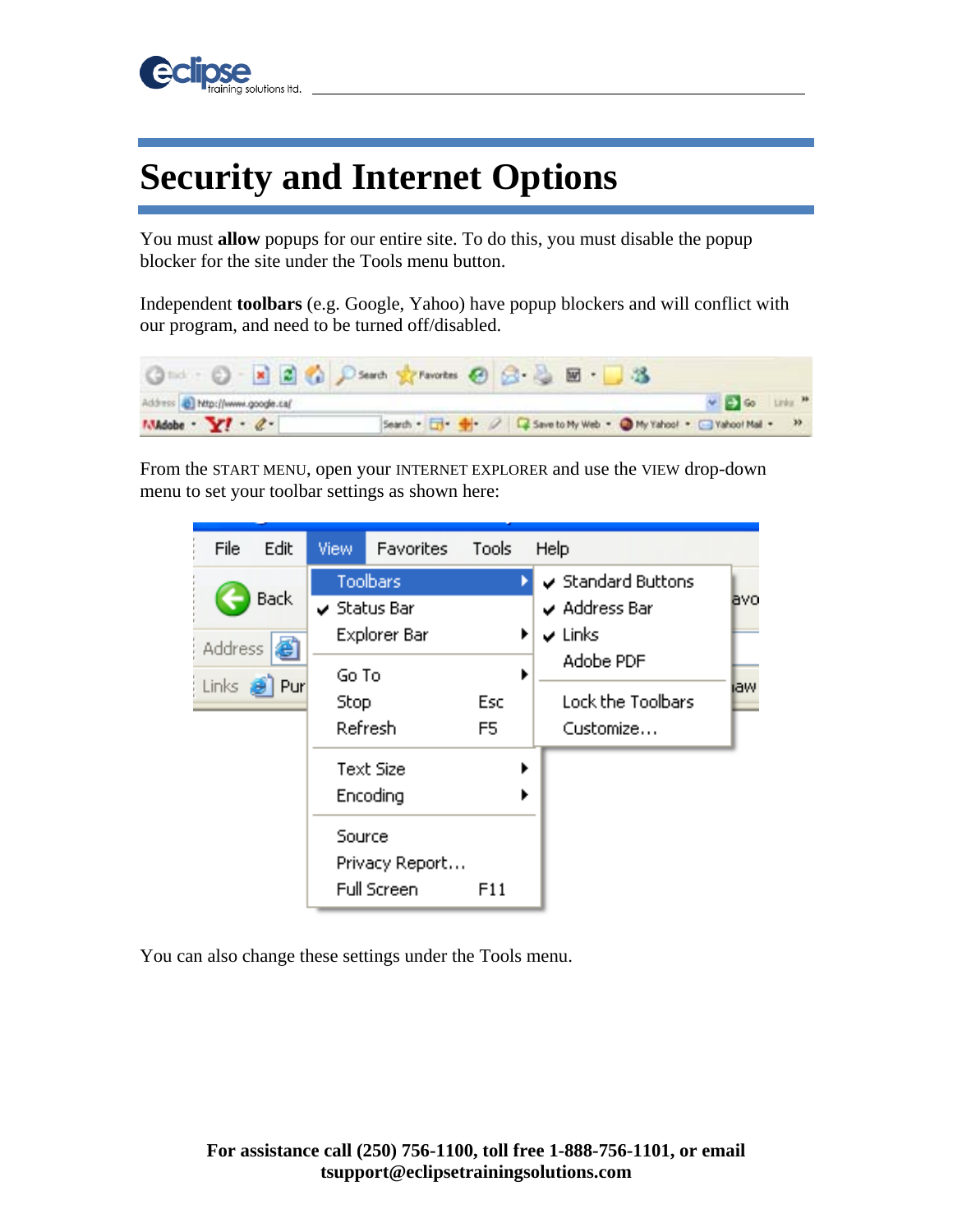# Security and Internet Options

You must **allow** popups for our entire site. To do this, you must disable the popup blocker for the site under the Tools menu button.

Independent **toolbars** (e.g. Google, Yahoo) have popup blockers and will conflict with our program, and need to be turned off/disabled.

From the START MENU, open your INTERNET EXPLORER and use the VIEW drop-down menu to set your toolbar settings as shown here:

You can also change these settings under the Tools menu.

**For assistance call (250) 756-1100, toll free 1-888-756-1101, or email tsupport@eclipsetrainingsolutions.com**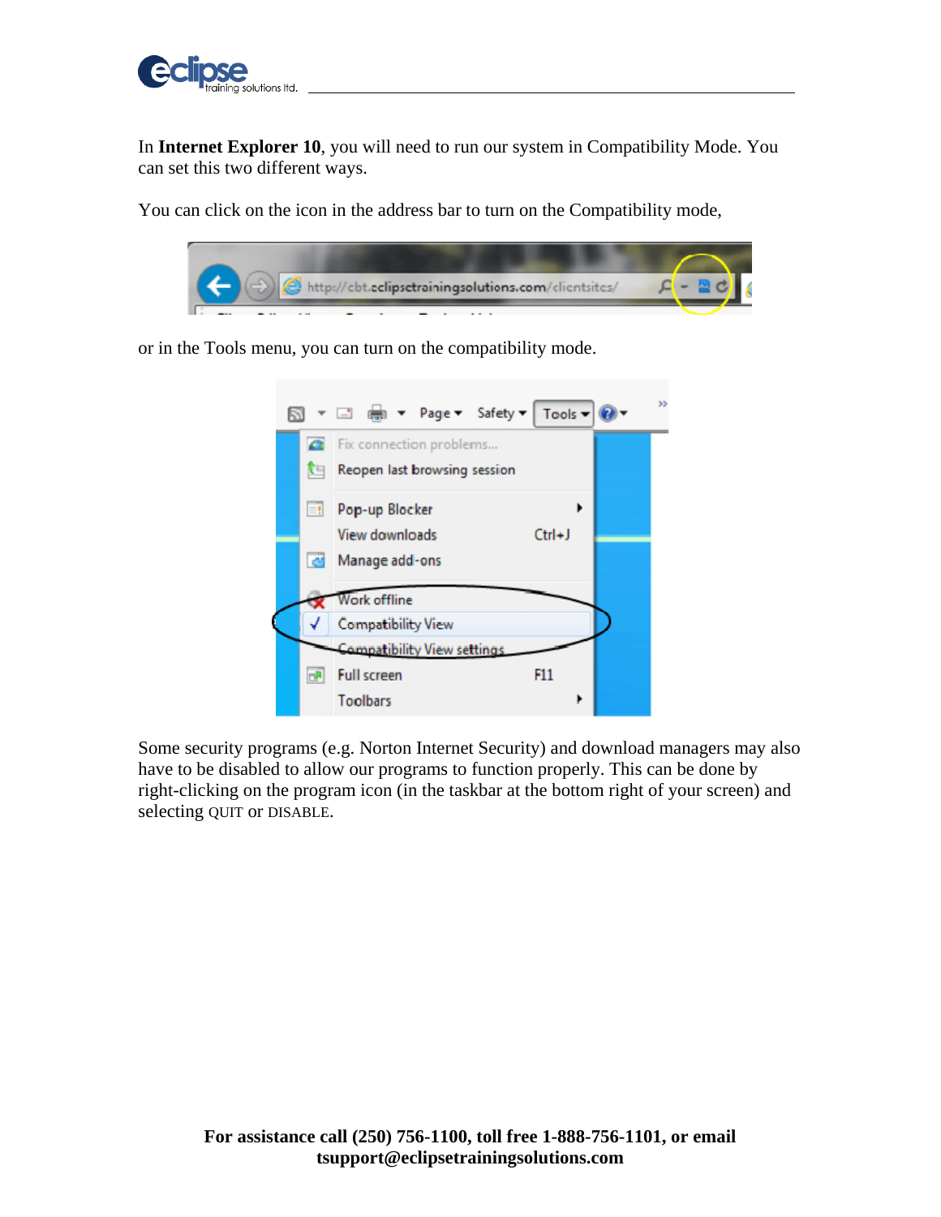In **Internet Explorer 10**, you will need to run our system in Compatibility Mode. You can set this two different ways.

You can click on the icon in the address bar to turn on the Compatibility mode,

or in the Tools menu, you can turn on the compatibility mode.

Some security programs (e.g. Norton Internet Security) and download managers may also have to be disabled to allow our programs to function properly. This can be done by right-clicking on the program icon (in the taskbar at the bottom right of your screen) and selecting QUIT or DISABLE.

**For assistance call (250) 756-1100, toll free 1-888-756-1101, or email tsupport@eclipsetrainingsolutions.com**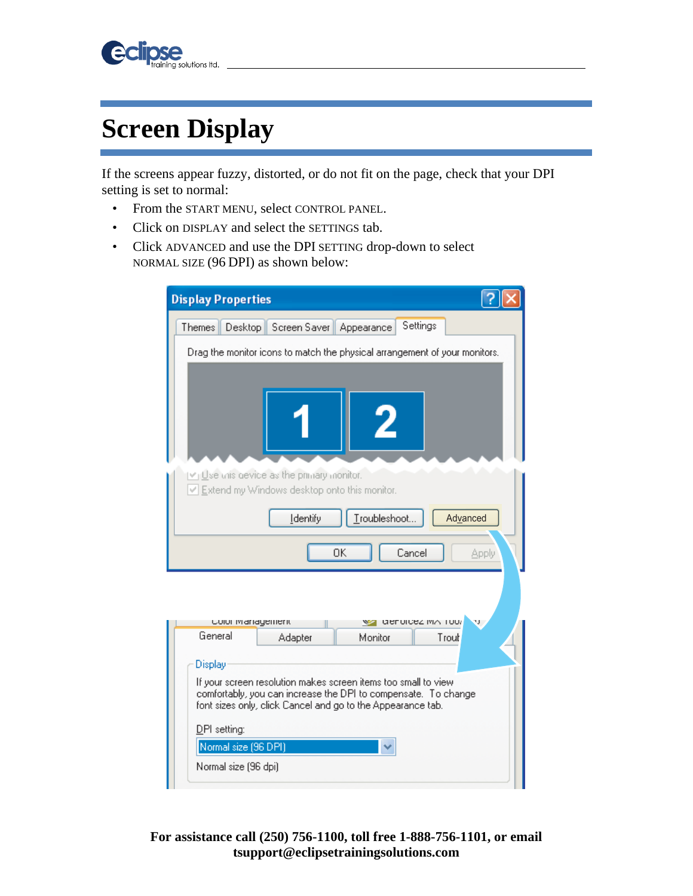# Screen Display

If the screens appear fuzzy, distorted, or do not fit on the page, check that your DPI setting is set to normal:

- From the START MENU, select CONTROL PANEL.
- Click on DISPLAY and select the SETTINGS tab.
- Click ADVANCED and use the DPI SETTING drop-down to select NORMAL SIZE (96 DPI) as shown below:

**For assistance call (250) 756-1100, toll free 1-888-756-1101, or email tsupport@eclipsetrainingsolutions.com**